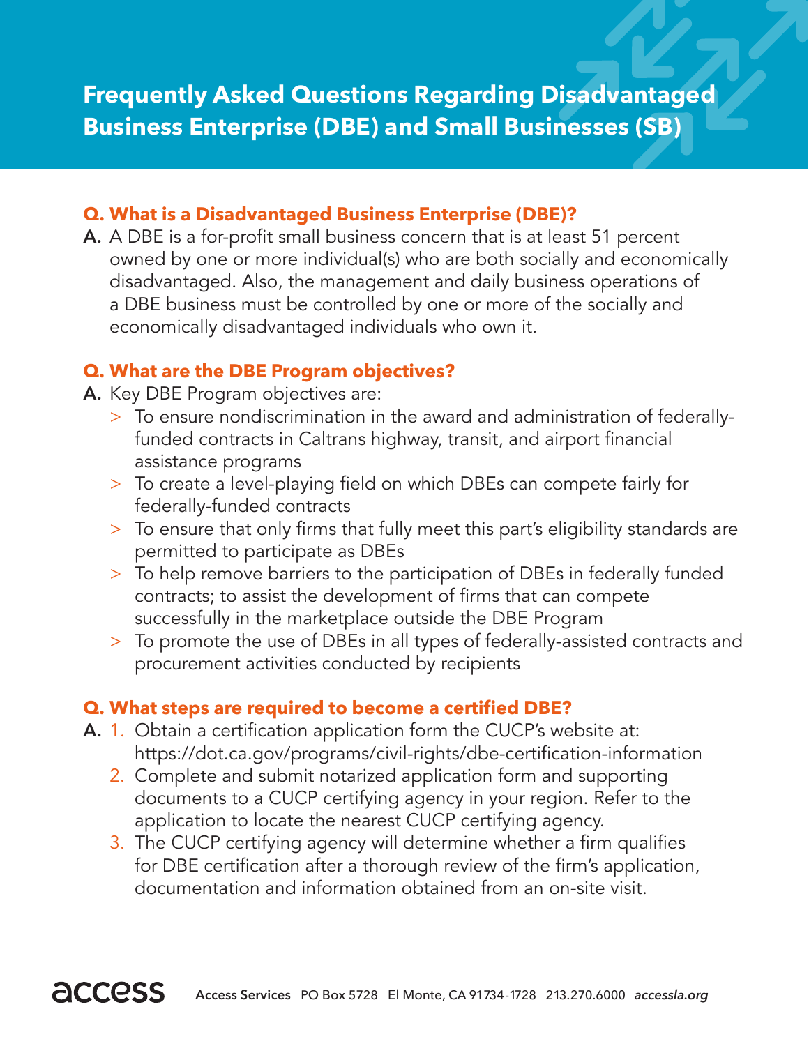# Frequently Asked Questions Regarding Disadvantaged Business Enterprise (DBE) and Small Businesses (SB)

**Q. What is a Disadvantaged Business Enterprise (DBE)?**

**A.** A DBE is a for-profit small business concern that is at least 51 percent owned by one or more individual(s) who are both socially and economically disadvantaged. Also, the management and daily business operations of a DBE business must be controlled by one or more of the socially and economically disadvantaged individuals who own it.

**Q. What are the DBE Program objectives?**

**A.** Key DBE Program objectives are:

> To ensure nondiscrimination in the award and administration of federally-funded contracts in Caltrans highway, transit, and airport financial assistance programs

> To create a level-playing field on which DBEs can compete fairly for federally-funded contracts

> To ensure that only firms that fully meet this part's eligibility standards are permitted to participate as DBEs

> To help remove barriers to the participation of DBEs in federally funded contracts; to assist the development of firms that can compete successfully in the marketplace outside the DBE Program

> To promote the use of DBEs in all types of federally-assisted contracts and procurement activities conducted by recipients

**Q. What steps are required to become a certified DBE?**

**A.**
1. Obtain a certification application form the CUCP's website at: https://dot.ca.gov/programs/civil-rights/dbe-certification-information
2. Complete and submit notarized application form and supporting documents to a CUCP certifying agency in your region. Refer to the application to locate the nearest CUCP certifying agency.
3. The CUCP certifying agency will determine whether a firm qualifies for DBE certification after a thorough review of the firm's application, documentation and information obtained from an on-site visit.

access **Access Services** PO Box 5728 El Monte, CA 91734-1728 213.270.6000 *accessla.org*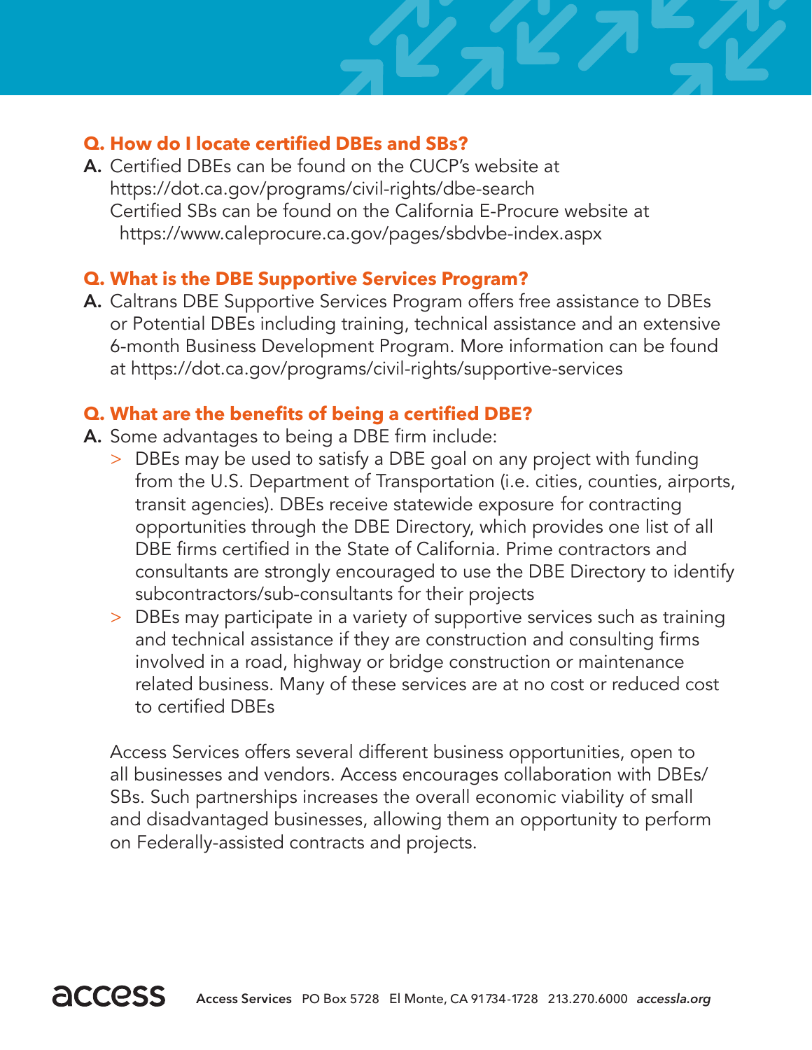**Q. How do I locate certified DBEs and SBs?**

**A.** Certified DBEs can be found on the CUCP's website at https://dot.ca.gov/programs/civil-rights/dbe-search
Certified SBs can be found on the California E-Procure website at https://www.caleprocure.ca.gov/pages/sbdvbe-index.aspx

**Q. What is the DBE Supportive Services Program?**

**A.** Caltrans DBE Supportive Services Program offers free assistance to DBEs or Potential DBEs including training, technical assistance and an extensive 6-month Business Development Program. More information can be found at https://dot.ca.gov/programs/civil-rights/supportive-services

**Q. What are the benefits of being a certified DBE?**

**A.** Some advantages to being a DBE firm include:

> DBEs may be used to satisfy a DBE goal on any project with funding from the U.S. Department of Transportation (i.e. cities, counties, airports, transit agencies). DBEs receive statewide exposure for contracting opportunities through the DBE Directory, which provides one list of all DBE firms certified in the State of California. Prime contractors and consultants are strongly encouraged to use the DBE Directory to identify subcontractors/sub-consultants for their projects

> DBEs may participate in a variety of supportive services such as training and technical assistance if they are construction and consulting firms involved in a road, highway or bridge construction or maintenance related business. Many of these services are at no cost or reduced cost to certified DBEs

Access Services offers several different business opportunities, open to all businesses and vendors. Access encourages collaboration with DBEs/SBs. Such partnerships increases the overall economic viability of small and disadvantaged businesses, allowing them an opportunity to perform on Federally-assisted contracts and projects.

access **Access Services** PO Box 5728 El Monte, CA 91734-1728 213.270.6000 *accessla.org*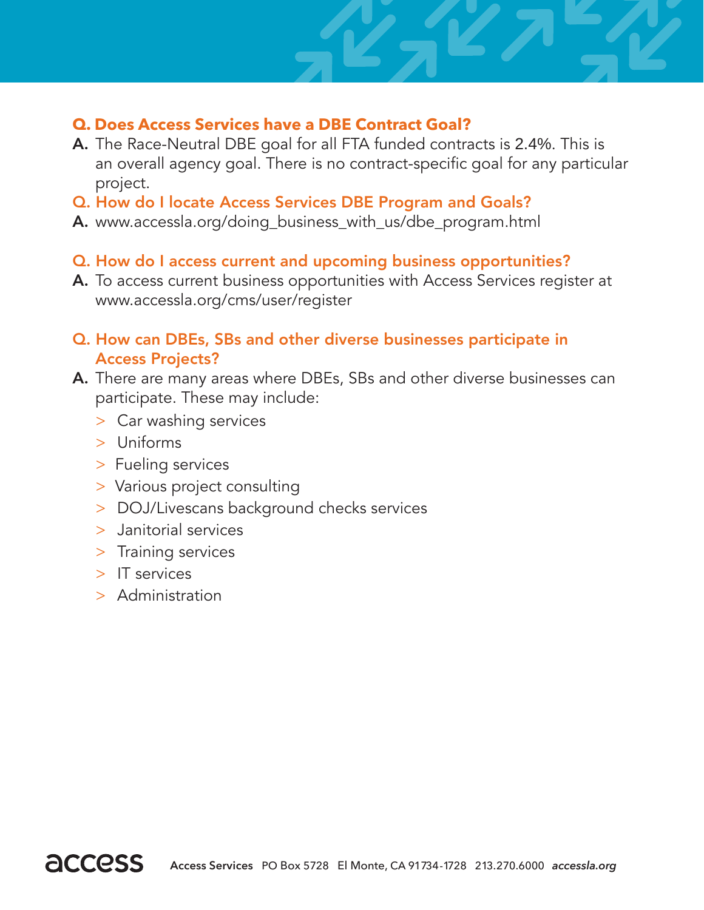**Q. Does Access Services have a DBE Contract Goal?**

**A.** The Race-Neutral DBE goal for all FTA funded contracts is 2.4%. This is an overall agency goal. There is no contract-specific goal for any particular project.

**Q. How do I locate Access Services DBE Program and Goals?**

**A.** www.accessla.org/doing_business_with_us/dbe_program.html

**Q. How do I access current and upcoming business opportunities?**

**A.** To access current business opportunities with Access Services register at www.accessla.org/cms/user/register

**Q. How can DBEs, SBs and other diverse businesses participate in Access Projects?**

**A.** There are many areas where DBEs, SBs and other diverse businesses can participate. These may include:

- Car washing services
- Uniforms
- Fueling services
- Various project consulting
- DOJ/Livescans background checks services
- Janitorial services
- Training services
- IT services
- Administration

access

**Access Services** PO Box 5728 El Monte, CA 91734-1728 213.270.6000 *accessla.org*